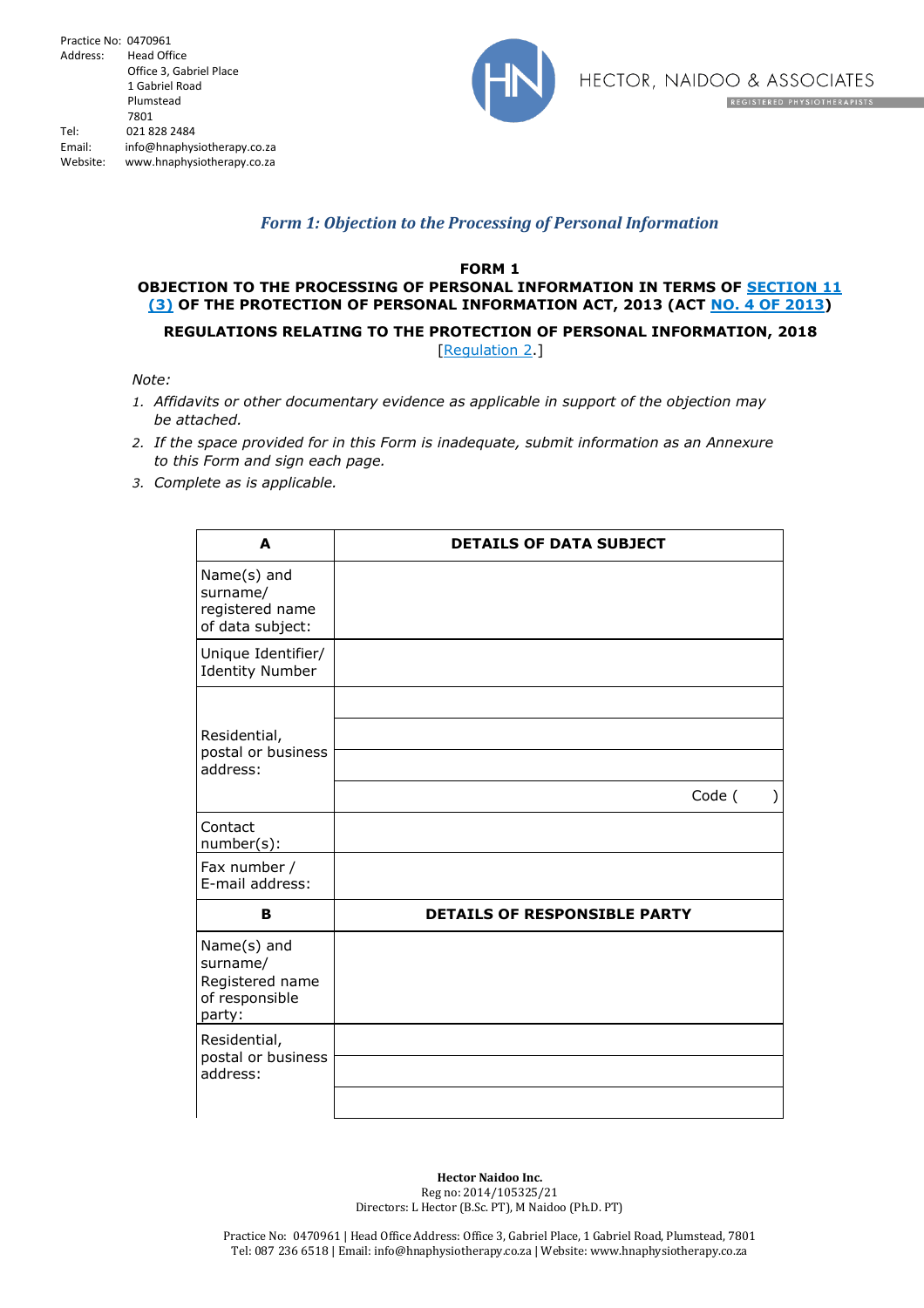Practice No: 0470961
Address: Head Office
Office 3, Gabriel Place
1 Gabriel Road
Plumstead
7801
Tel: 021 828 2484
Email: info@hnaphysiotherapy.co.za
Website: www.hnaphysiotherapy.co.za

HECTOR, NAIDOO & ASSOCIATES
REGISTERED PHYSIOTHERAPISTS

## *Form 1: Objection to the Processing of Personal Information*

**FORM 1**

**OBJECTION TO THE PROCESSING OF PERSONAL INFORMATION IN TERMS OF SECTION 11 (3) OF THE PROTECTION OF PERSONAL INFORMATION ACT, 2013 (ACT NO. 4 OF 2013)**

**REGULATIONS RELATING TO THE PROTECTION OF PERSONAL INFORMATION, 2018**

[Regulation 2.]

*Note:*

1. *Affidavits or other documentary evidence as applicable in support of the objection may be attached.*
2. *If the space provided for in this Form is inadequate, submit information as an Annexure to this Form and sign each page.*
3. *Complete as is applicable.*

| **A** | **DETAILS OF DATA SUBJECT** |
|---|---|
| Name(s) and surname/ registered name of data subject: | |
| Unique Identifier/ Identity Number | |
| Residential, postal or business address: | |
| | |
| | |
| | Code (    ) |
| Contact number(s): | |
| Fax number / E-mail address: | |
| **B** | **DETAILS OF RESPONSIBLE PARTY** |
| Name(s) and surname/ Registered name of responsible party: | |
| Residential, postal or business address: | |
| | |
| | |

**Hector Naidoo Inc.**
Reg no: 2014/105325/21
Directors: L Hector (B.Sc. PT), M Naidoo (Ph.D. PT)

Practice No: 0470961 | Head Office Address: Office 3, Gabriel Place, 1 Gabriel Road, Plumstead, 7801
Tel: 087 236 6518 | Email: info@hnaphysiotherapy.co.za | Website: www.hnaphysiotherapy.co.za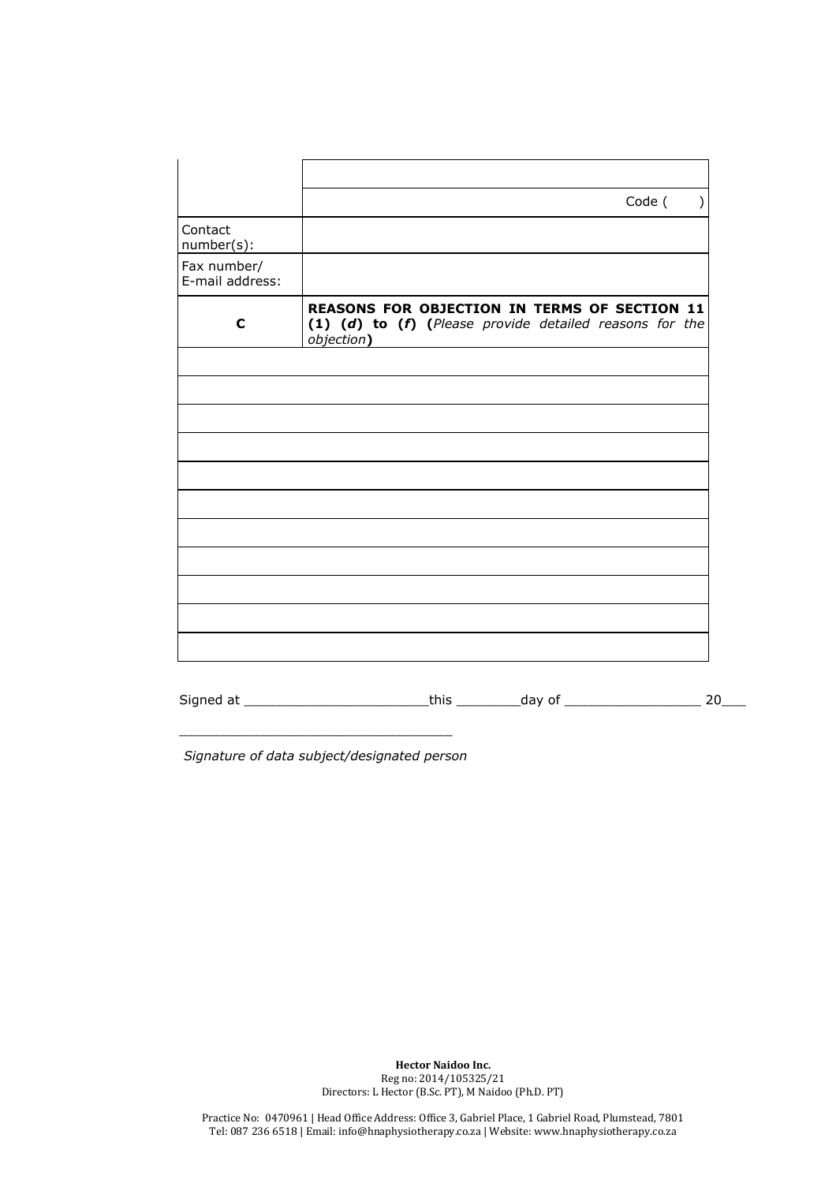| | |
|---|---|
| | |
| | Code (      ) |
| Contact number(s): | |
| Fax number/ E-mail address: | |
| **C** | **REASONS FOR OBJECTION IN TERMS OF SECTION 11 (1) (*d*) to (*f*) (*Please provide detailed reasons for the objection*)** |
| | |
| | |
| | |
| | |
| | |
| | |
| | |
| | |
| | |
| | |
| | |

Signed at ________________________this ________day of _________________ 20___

___________________________________

*Signature of data subject/designated person*

**Hector Naidoo Inc.**
Reg no: 2014/105325/21
Directors: L Hector (B.Sc. PT), M Naidoo (Ph.D. PT)

Practice No: 0470961 | Head Office Address: Office 3, Gabriel Place, 1 Gabriel Road, Plumstead, 7801
Tel: 087 236 6518 | Email: info@hnaphysiotherapy.co.za | Website: www.hnaphysiotherapy.co.za